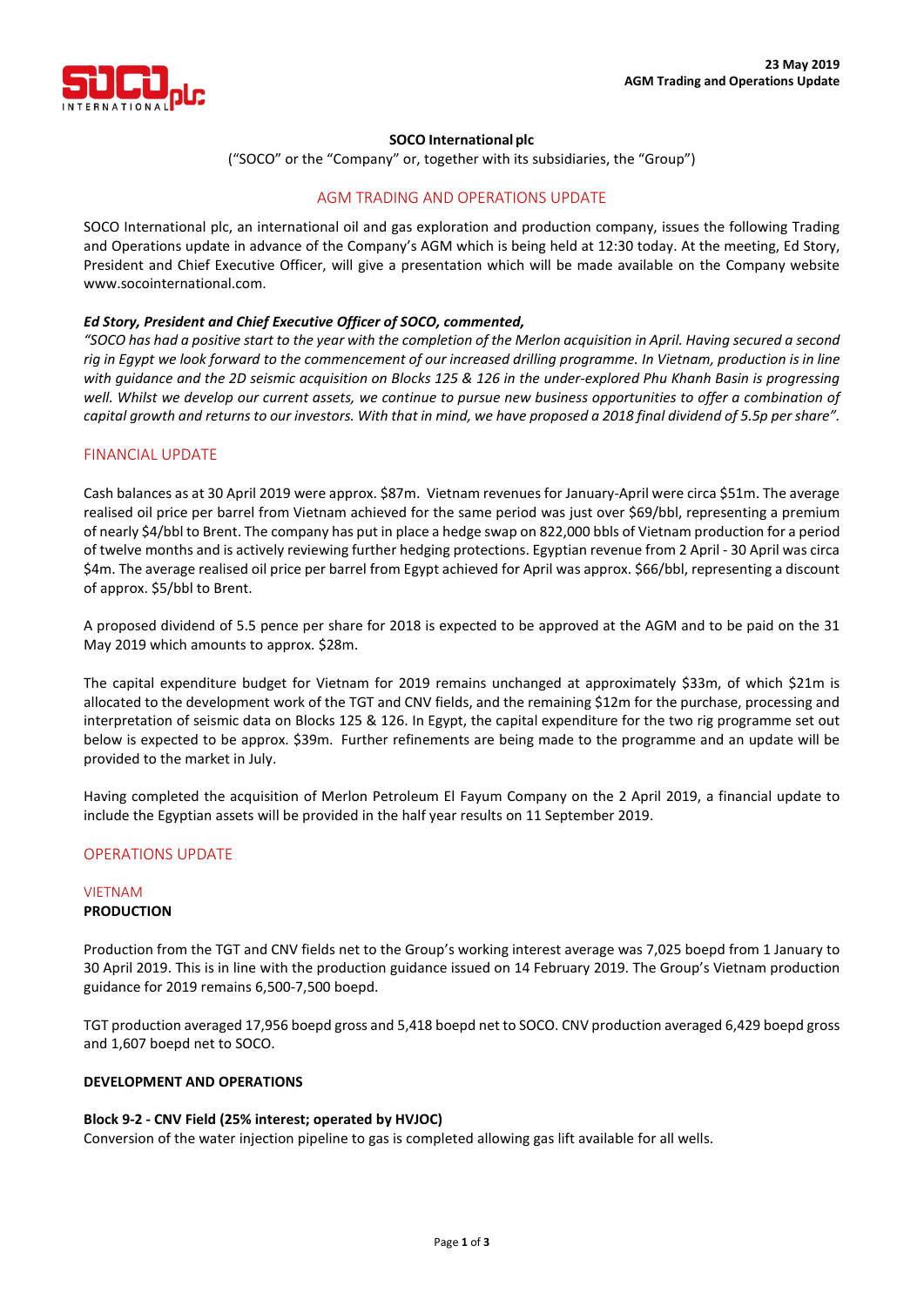**23 May 2019**
**AGM Trading and Operations Update**

**SOCO International plc**

("SOCO" or the "Company" or, together with its subsidiaries, the "Group")

## AGM TRADING AND OPERATIONS UPDATE

SOCO International plc, an international oil and gas exploration and production company, issues the following Trading and Operations update in advance of the Company's AGM which is being held at 12:30 today. At the meeting, Ed Story, President and Chief Executive Officer, will give a presentation which will be made available on the Company website www.socointernational.com.

***Ed Story, President and Chief Executive Officer of SOCO, commented,***

*"SOCO has had a positive start to the year with the completion of the Merlon acquisition in April. Having secured a second rig in Egypt we look forward to the commencement of our increased drilling programme. In Vietnam, production is in line with guidance and the 2D seismic acquisition on Blocks 125 & 126 in the under-explored Phu Khanh Basin is progressing well. Whilst we develop our current assets, we continue to pursue new business opportunities to offer a combination of capital growth and returns to our investors. With that in mind, we have proposed a 2018 final dividend of 5.5p per share".*

## FINANCIAL UPDATE

Cash balances as at 30 April 2019 were approx. $87m. Vietnam revenues for January-April were circa $51m. The average realised oil price per barrel from Vietnam achieved for the same period was just over $69/bbl, representing a premium of nearly $4/bbl to Brent. The company has put in place a hedge swap on 822,000 bbls of Vietnam production for a period of twelve months and is actively reviewing further hedging protections. Egyptian revenue from 2 April - 30 April was circa $4m. The average realised oil price per barrel from Egypt achieved for April was approx. $66/bbl, representing a discount of approx. $5/bbl to Brent.

A proposed dividend of 5.5 pence per share for 2018 is expected to be approved at the AGM and to be paid on the 31 May 2019 which amounts to approx. $28m.

The capital expenditure budget for Vietnam for 2019 remains unchanged at approximately $33m, of which $21m is allocated to the development work of the TGT and CNV fields, and the remaining $12m for the purchase, processing and interpretation of seismic data on Blocks 125 & 126. In Egypt, the capital expenditure for the two rig programme set out below is expected to be approx. $39m. Further refinements are being made to the programme and an update will be provided to the market in July.

Having completed the acquisition of Merlon Petroleum El Fayum Company on the 2 April 2019, a financial update to include the Egyptian assets will be provided in the half year results on 11 September 2019.

## OPERATIONS UPDATE

### VIETNAM

**PRODUCTION**

Production from the TGT and CNV fields net to the Group's working interest average was 7,025 boepd from 1 January to 30 April 2019. This is in line with the production guidance issued on 14 February 2019. The Group's Vietnam production guidance for 2019 remains 6,500-7,500 boepd.

TGT production averaged 17,956 boepd gross and 5,418 boepd net to SOCO. CNV production averaged 6,429 boepd gross and 1,607 boepd net to SOCO.

**DEVELOPMENT AND OPERATIONS**

**Block 9-2 - CNV Field (25% interest; operated by HVJOC)**

Conversion of the water injection pipeline to gas is completed allowing gas lift available for all wells.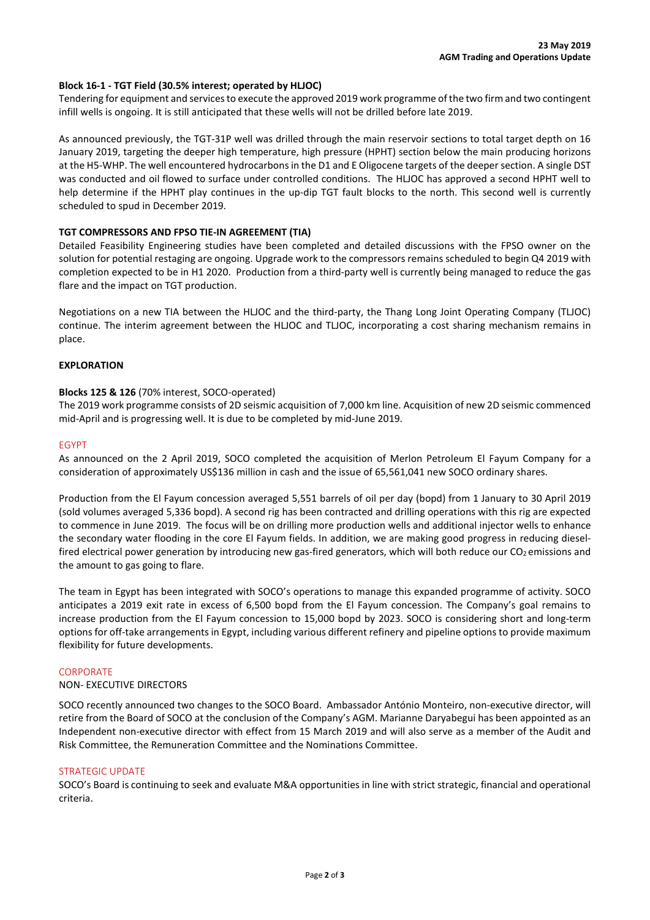**23 May 2019**
**AGM Trading and Operations Update**

**Block 16-1 - TGT Field (30.5% interest; operated by HLJOC)**

Tendering for equipment and services to execute the approved 2019 work programme of the two firm and two contingent infill wells is ongoing. It is still anticipated that these wells will not be drilled before late 2019.

As announced previously, the TGT-31P well was drilled through the main reservoir sections to total target depth on 16 January 2019, targeting the deeper high temperature, high pressure (HPHT) section below the main producing horizons at the H5-WHP. The well encountered hydrocarbons in the D1 and E Oligocene targets of the deeper section. A single DST was conducted and oil flowed to surface under controlled conditions. The HLJOC has approved a second HPHT well to help determine if the HPHT play continues in the up-dip TGT fault blocks to the north. This second well is currently scheduled to spud in December 2019.

**TGT COMPRESSORS AND FPSO TIE-IN AGREEMENT (TIA)**

Detailed Feasibility Engineering studies have been completed and detailed discussions with the FPSO owner on the solution for potential restaging are ongoing. Upgrade work to the compressors remains scheduled to begin Q4 2019 with completion expected to be in H1 2020. Production from a third-party well is currently being managed to reduce the gas flare and the impact on TGT production.

Negotiations on a new TIA between the HLJOC and the third-party, the Thang Long Joint Operating Company (TLJOC) continue. The interim agreement between the HLJOC and TLJOC, incorporating a cost sharing mechanism remains in place.

**EXPLORATION**

**Blocks 125 & 126** (70% interest, SOCO-operated)

The 2019 work programme consists of 2D seismic acquisition of 7,000 km line. Acquisition of new 2D seismic commenced mid-April and is progressing well. It is due to be completed by mid-June 2019.

## EGYPT

As announced on the 2 April 2019, SOCO completed the acquisition of Merlon Petroleum El Fayum Company for a consideration of approximately US$136 million in cash and the issue of 65,561,041 new SOCO ordinary shares.

Production from the El Fayum concession averaged 5,551 barrels of oil per day (bopd) from 1 January to 30 April 2019 (sold volumes averaged 5,336 bopd). A second rig has been contracted and drilling operations with this rig are expected to commence in June 2019. The focus will be on drilling more production wells and additional injector wells to enhance the secondary water flooding in the core El Fayum fields. In addition, we are making good progress in reducing diesel-fired electrical power generation by introducing new gas-fired generators, which will both reduce our $CO_2$ emissions and the amount to gas going to flare.

The team in Egypt has been integrated with SOCO's operations to manage this expanded programme of activity. SOCO anticipates a 2019 exit rate in excess of 6,500 bopd from the El Fayum concession. The Company's goal remains to increase production from the El Fayum concession to 15,000 bopd by 2023. SOCO is considering short and long-term options for off-take arrangements in Egypt, including various different refinery and pipeline options to provide maximum flexibility for future developments.

## CORPORATE

NON- EXECUTIVE DIRECTORS

SOCO recently announced two changes to the SOCO Board. Ambassador António Monteiro, non-executive director, will retire from the Board of SOCO at the conclusion of the Company's AGM. Marianne Daryabegui has been appointed as an Independent non-executive director with effect from 15 March 2019 and will also serve as a member of the Audit and Risk Committee, the Remuneration Committee and the Nominations Committee.

## STRATEGIC UPDATE

SOCO's Board is continuing to seek and evaluate M&A opportunities in line with strict strategic, financial and operational criteria.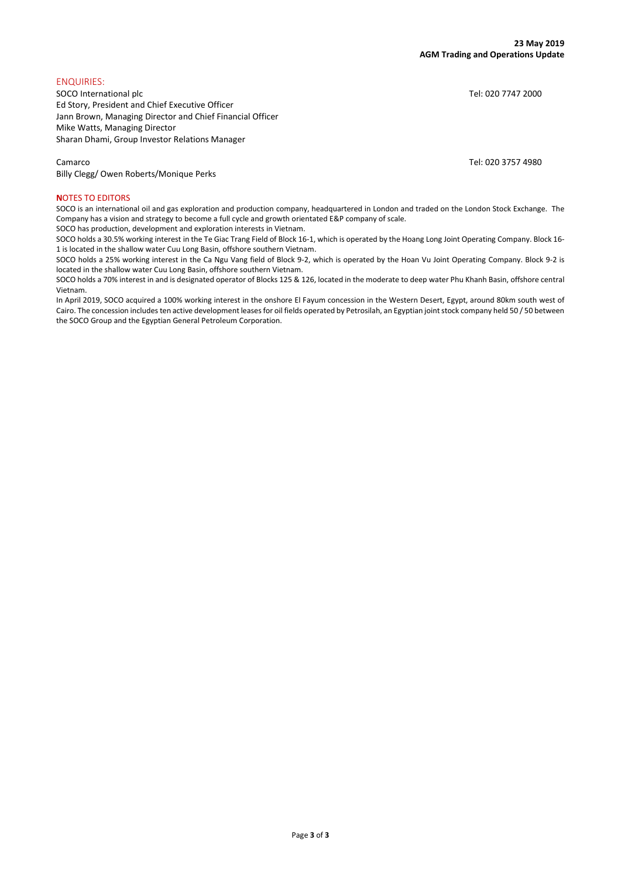## ENQUIRIES:

SOCO International plc — Tel: 020 7747 2000

Ed Story, President and Chief Executive Officer
Jann Brown, Managing Director and Chief Financial Officer
Mike Watts, Managing Director
Sharan Dhami, Group Investor Relations Manager

Camarco — Tel: 020 3757 4980

Billy Clegg/ Owen Roberts/Monique Perks

## NOTES TO EDITORS

SOCO is an international oil and gas exploration and production company, headquartered in London and traded on the London Stock Exchange. The Company has a vision and strategy to become a full cycle and growth orientated E&P company of scale.

SOCO has production, development and exploration interests in Vietnam.

SOCO holds a 30.5% working interest in the Te Giac Trang Field of Block 16-1, which is operated by the Hoang Long Joint Operating Company. Block 16-1 is located in the shallow water Cuu Long Basin, offshore southern Vietnam.

SOCO holds a 25% working interest in the Ca Ngu Vang field of Block 9-2, which is operated by the Hoan Vu Joint Operating Company. Block 9-2 is located in the shallow water Cuu Long Basin, offshore southern Vietnam.

SOCO holds a 70% interest in and is designated operator of Blocks 125 & 126, located in the moderate to deep water Phu Khanh Basin, offshore central Vietnam.

In April 2019, SOCO acquired a 100% working interest in the onshore El Fayum concession in the Western Desert, Egypt, around 80km south west of Cairo. The concession includes ten active development leases for oil fields operated by Petrosilah, an Egyptian joint stock company held 50 / 50 between the SOCO Group and the Egyptian General Petroleum Corporation.